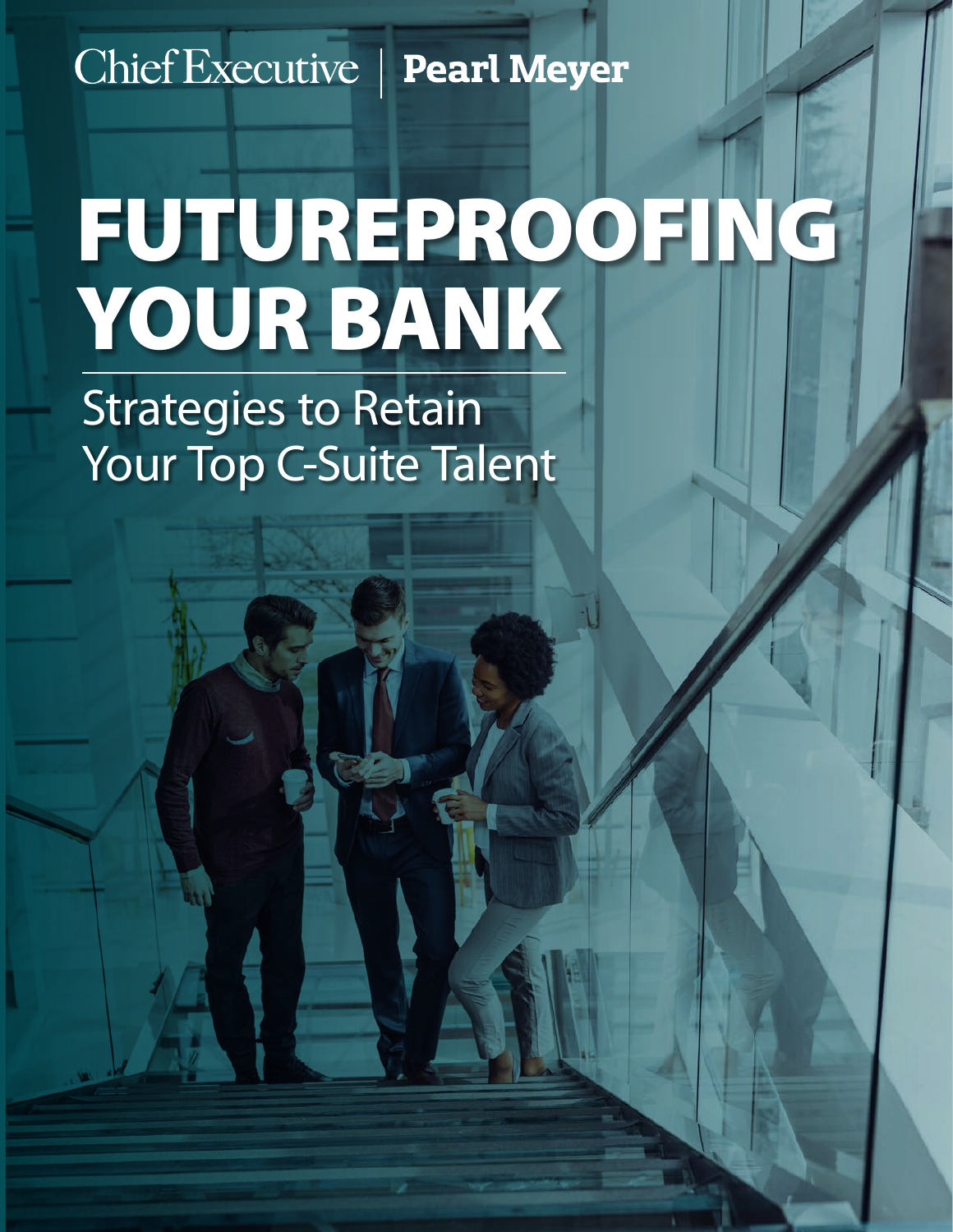Chief Executive | **Pearl Meyer**

# FUTUREPROOFING YOUR BANK

## Strategies to Retain Your Top C-Suite Talent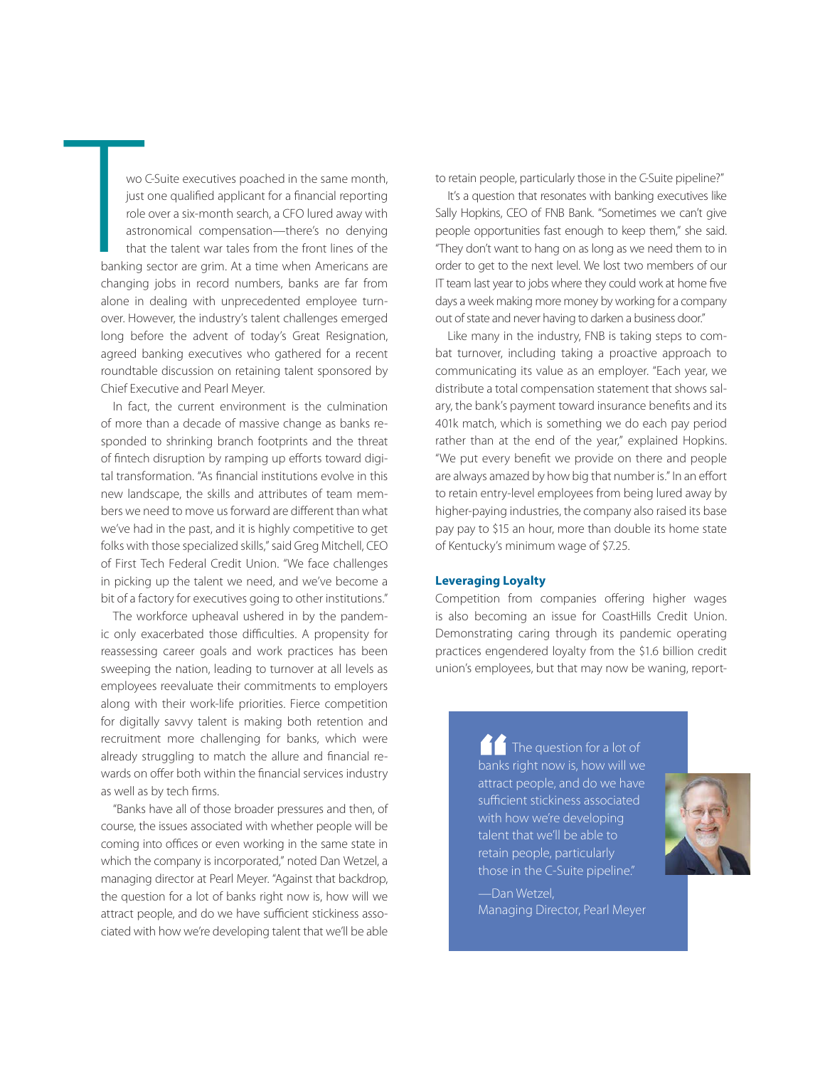Two C-Suite executives poached in the same month, just one qualified applicant for a financial reporting role over a six-month search, a CFO lured away with astronomical compensation—there's no denying that the talent war tales from the front lines of the banking sector are grim. At a time when Americans are changing jobs in record numbers, banks are far from alone in dealing with unprecedented employee turnover. However, the industry's talent challenges emerged long before the advent of today's Great Resignation, agreed banking executives who gathered for a recent roundtable discussion on retaining talent sponsored by Chief Executive and Pearl Meyer.

In fact, the current environment is the culmination of more than a decade of massive change as banks responded to shrinking branch footprints and the threat of fintech disruption by ramping up efforts toward digital transformation. "As financial institutions evolve in this new landscape, the skills and attributes of team members we need to move us forward are different than what we've had in the past, and it is highly competitive to get folks with those specialized skills," said Greg Mitchell, CEO of First Tech Federal Credit Union. "We face challenges in picking up the talent we need, and we've become a bit of a factory for executives going to other institutions."

The workforce upheaval ushered in by the pandemic only exacerbated those difficulties. A propensity for reassessing career goals and work practices has been sweeping the nation, leading to turnover at all levels as employees reevaluate their commitments to employers along with their work-life priorities. Fierce competition for digitally savvy talent is making both retention and recruitment more challenging for banks, which were already struggling to match the allure and financial rewards on offer both within the financial services industry as well as by tech firms.

"Banks have all of those broader pressures and then, of course, the issues associated with whether people will be coming into offices or even working in the same state in which the company is incorporated," noted Dan Wetzel, a managing director at Pearl Meyer. "Against that backdrop, the question for a lot of banks right now is, how will we attract people, and do we have sufficient stickiness associated with how we're developing talent that we'll be able to retain people, particularly those in the C-Suite pipeline?"

It's a question that resonates with banking executives like Sally Hopkins, CEO of FNB Bank. "Sometimes we can't give people opportunities fast enough to keep them," she said. "They don't want to hang on as long as we need them to in order to get to the next level. We lost two members of our IT team last year to jobs where they could work at home five days a week making more money by working for a company out of state and never having to darken a business door."

Like many in the industry, FNB is taking steps to combat turnover, including taking a proactive approach to communicating its value as an employer. "Each year, we distribute a total compensation statement that shows salary, the bank's payment toward insurance benefits and its 401k match, which is something we do each pay period rather than at the end of the year," explained Hopkins. "We put every benefit we provide on there and people are always amazed by how big that number is." In an effort to retain entry-level employees from being lured away by higher-paying industries, the company also raised its base pay pay to $15 an hour, more than double its home state of Kentucky's minimum wage of $7.25.

### Leveraging Loyalty

Competition from companies offering higher wages is also becoming an issue for CoastHills Credit Union. Demonstrating caring through its pandemic operating practices engendered loyalty from the $1.6 billion credit union's employees, but that may now be waning, report-

> "The question for a lot of banks right now is, how will we attract people, and do we have sufficient stickiness associated with how we're developing talent that we'll be able to retain people, particularly those in the C-Suite pipeline."
>
> —Dan Wetzel, Managing Director, Pearl Meyer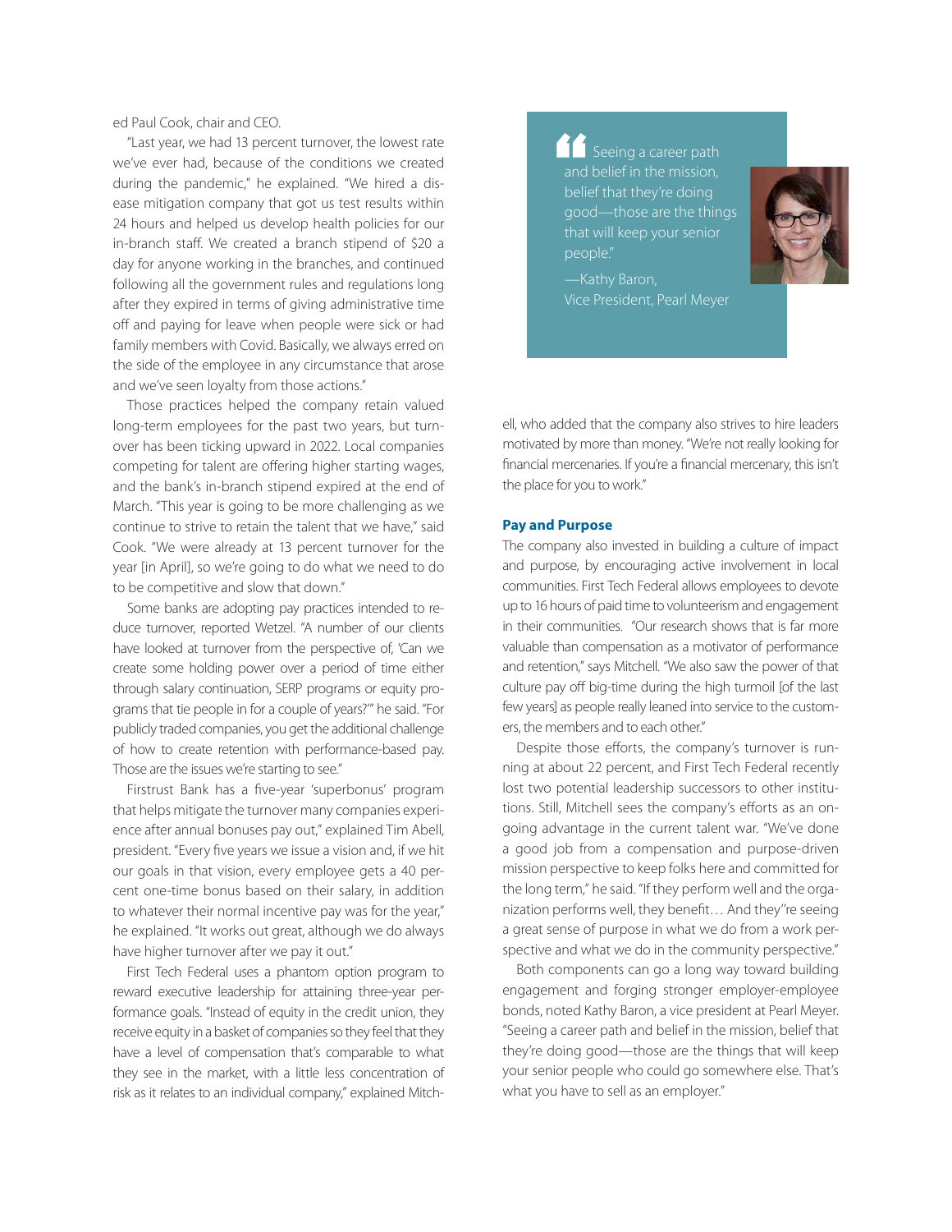ed Paul Cook, chair and CEO.

"Last year, we had 13 percent turnover, the lowest rate we've ever had, because of the conditions we created during the pandemic," he explained. "We hired a disease mitigation company that got us test results within 24 hours and helped us develop health policies for our in-branch staff. We created a branch stipend of $20 a day for anyone working in the branches, and continued following all the government rules and regulations long after they expired in terms of giving administrative time off and paying for leave when people were sick or had family members with Covid. Basically, we always erred on the side of the employee in any circumstance that arose and we've seen loyalty from those actions."

Those practices helped the company retain valued long-term employees for the past two years, but turnover has been ticking upward in 2022. Local companies competing for talent are offering higher starting wages, and the bank's in-branch stipend expired at the end of March. "This year is going to be more challenging as we continue to strive to retain the talent that we have," said Cook. "We were already at 13 percent turnover for the year [in April], so we're going to do what we need to do to be competitive and slow that down."

Some banks are adopting pay practices intended to reduce turnover, reported Wetzel. "A number of our clients have looked at turnover from the perspective of, 'Can we create some holding power over a period of time either through salary continuation, SERP programs or equity programs that tie people in for a couple of years?'" he said. "For publicly traded companies, you get the additional challenge of how to create retention with performance-based pay. Those are the issues we're starting to see."

Firstrust Bank has a five-year 'superbonus' program that helps mitigate the turnover many companies experience after annual bonuses pay out," explained Tim Abell, president. "Every five years we issue a vision and, if we hit our goals in that vision, every employee gets a 40 percent one-time bonus based on their salary, in addition to whatever their normal incentive pay was for the year," he explained. "It works out great, although we do always have higher turnover after we pay it out."

First Tech Federal uses a phantom option program to reward executive leadership for attaining three-year performance goals. "Instead of equity in the credit union, they receive equity in a basket of companies so they feel that they have a level of compensation that's comparable to what they see in the market, with a little less concentration of risk as it relates to an individual company," explained Mitchell, who added that the company also strives to hire leaders motivated by more than money. "We're not really looking for financial mercenaries. If you're a financial mercenary, this isn't the place for you to work."

> "Seeing a career path and belief in the mission, belief that they're doing good—those are the things that will keep your senior people."
>
> —Kathy Baron, Vice President, Pearl Meyer

**Pay and Purpose**

The company also invested in building a culture of impact and purpose, by encouraging active involvement in local communities. First Tech Federal allows employees to devote up to 16 hours of paid time to volunteerism and engagement in their communities. "Our research shows that is far more valuable than compensation as a motivator of performance and retention," says Mitchell. "We also saw the power of that culture pay off big-time during the high turmoil [of the last few years] as people really leaned into service to the customers, the members and to each other."

Despite those efforts, the company's turnover is running at about 22 percent, and First Tech Federal recently lost two potential leadership successors to other institutions. Still, Mitchell sees the company's efforts as an ongoing advantage in the current talent war. "We've done a good job from a compensation and purpose-driven mission perspective to keep folks here and committed for the long term," he said. "If they perform well and the organization performs well, they benefit… And they''re seeing a great sense of purpose in what we do from a work perspective and what we do in the community perspective."

Both components can go a long way toward building engagement and forging stronger employer-employee bonds, noted Kathy Baron, a vice president at Pearl Meyer. "Seeing a career path and belief in the mission, belief that they're doing good—those are the things that will keep your senior people who could go somewhere else. That's what you have to sell as an employer."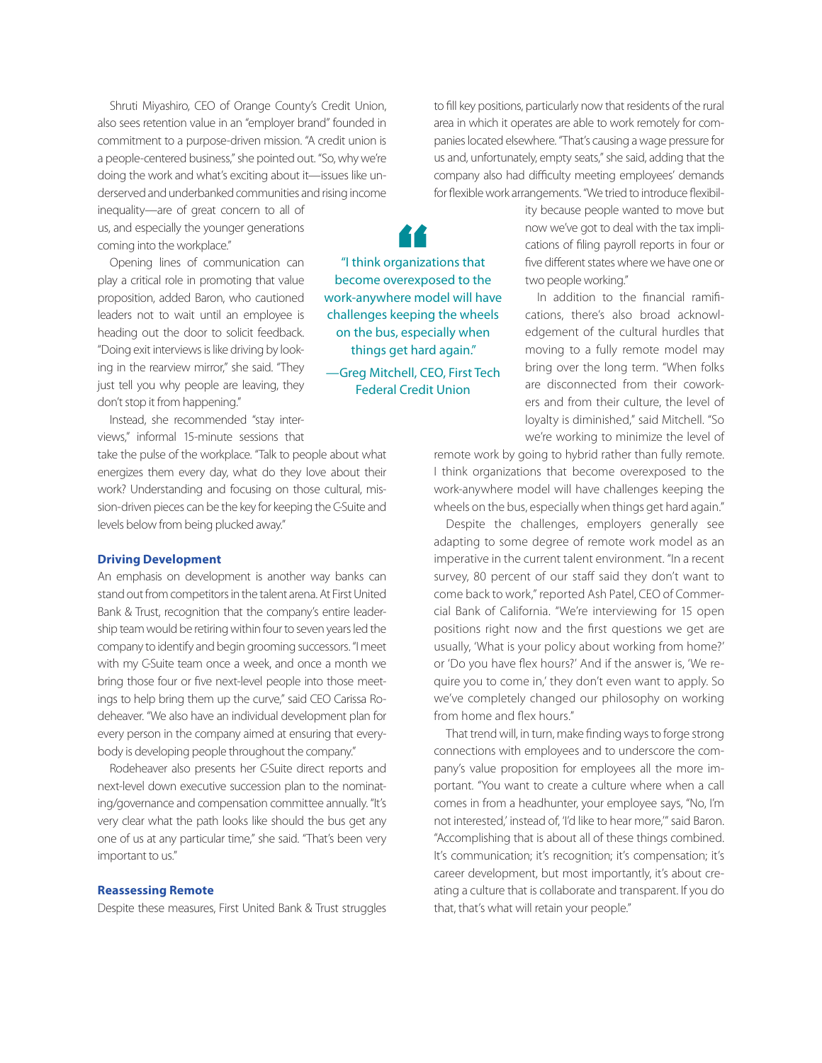Shruti Miyashiro, CEO of Orange County's Credit Union, also sees retention value in an "employer brand" founded in commitment to a purpose-driven mission. "A credit union is a people-centered business," she pointed out. "So, why we're doing the work and what's exciting about it—issues like underserved and underbanked communities and rising income inequality—are of great concern to all of us, and especially the younger generations coming into the workplace."

Opening lines of communication can play a critical role in promoting that value proposition, added Baron, who cautioned leaders not to wait until an employee is heading out the door to solicit feedback. "Doing exit interviews is like driving by looking in the rearview mirror," she said. "They just tell you why people are leaving, they don't stop it from happening."

Instead, she recommended "stay interviews," informal 15-minute sessions that take the pulse of the workplace. "Talk to people about what energizes them every day, what do they love about their work? Understanding and focusing on those cultural, mission-driven pieces can be the key for keeping the C-Suite and levels below from being plucked away."

### Driving Development

An emphasis on development is another way banks can stand out from competitors in the talent arena. At First United Bank & Trust, recognition that the company's entire leadership team would be retiring within four to seven years led the company to identify and begin grooming successors. "I meet with my C-Suite team once a week, and once a month we bring those four or five next-level people into those meetings to help bring them up the curve," said CEO Carissa Rodeheaver. "We also have an individual development plan for every person in the company aimed at ensuring that everybody is developing people throughout the company."

Rodeheaver also presents her C-Suite direct reports and next-level down executive succession plan to the nominating/governance and compensation committee annually. "It's very clear what the path looks like should the bus get any one of us at any particular time," she said. "That's been very important to us."

### Reassessing Remote

Despite these measures, First United Bank & Trust struggles to fill key positions, particularly now that residents of the rural area in which it operates are able to work remotely for companies located elsewhere. "That's causing a wage pressure for us and, unfortunately, empty seats," she said, adding that the company also had difficulty meeting employees' demands for flexible work arrangements. "We tried to introduce flexibility because people wanted to move but now we've got to deal with the tax implications of filing payroll reports in four or five different states where we have one or two people working."

> "I think organizations that become overexposed to the work-anywhere model will have challenges keeping the wheels on the bus, especially when things get hard again."
>
> —Greg Mitchell, CEO, First Tech Federal Credit Union

In addition to the financial ramifications, there's also broad acknowledgement of the cultural hurdles that moving to a fully remote model may bring over the long term. "When folks are disconnected from their coworkers and from their culture, the level of loyalty is diminished," said Mitchell. "So we're working to minimize the level of remote work by going to hybrid rather than fully remote. I think organizations that become overexposed to the work-anywhere model will have challenges keeping the wheels on the bus, especially when things get hard again."

Despite the challenges, employers generally see adapting to some degree of remote work model as an imperative in the current talent environment. "In a recent survey, 80 percent of our staff said they don't want to come back to work," reported Ash Patel, CEO of Commercial Bank of California. "We're interviewing for 15 open positions right now and the first questions we get are usually, 'What is your policy about working from home?' or 'Do you have flex hours?' And if the answer is, 'We require you to come in,' they don't even want to apply. So we've completely changed our philosophy on working from home and flex hours."

That trend will, in turn, make finding ways to forge strong connections with employees and to underscore the company's value proposition for employees all the more important. "You want to create a culture where when a call comes in from a headhunter, your employee says, "No, I'm not interested,' instead of, 'I'd like to hear more,'" said Baron. "Accomplishing that is about all of these things combined. It's communication; it's recognition; it's compensation; it's career development, but most importantly, it's about creating a culture that is collaborate and transparent. If you do that, that's what will retain your people."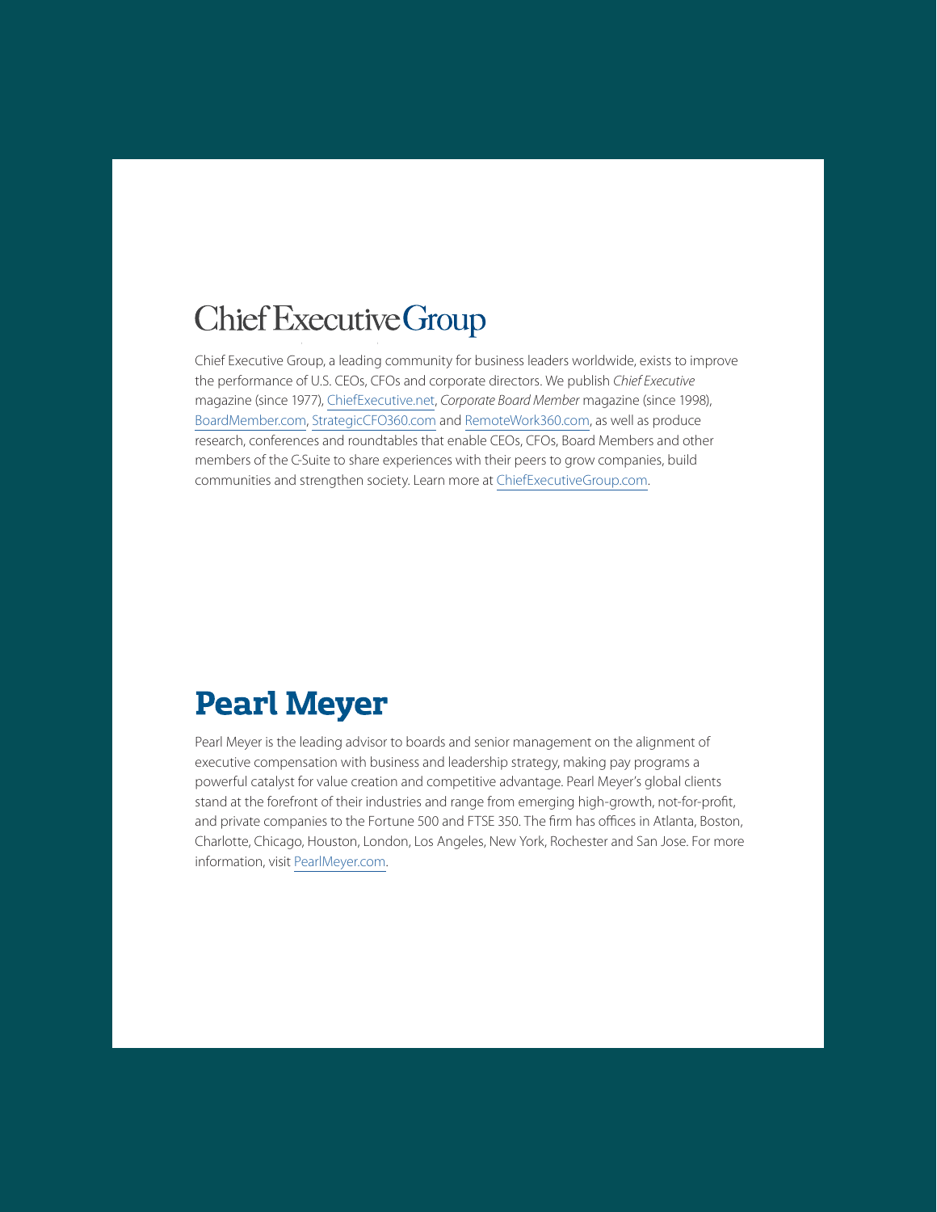## Chief Executive Group

Chief Executive Group, a leading community for business leaders worldwide, exists to improve the performance of U.S. CEOs, CFOs and corporate directors. We publish *Chief Executive* magazine (since 1977), ChiefExecutive.net, *Corporate Board Member* magazine (since 1998), BoardMember.com, StrategicCFO360.com and RemoteWork360.com, as well as produce research, conferences and roundtables that enable CEOs, CFOs, Board Members and other members of the C-Suite to share experiences with their peers to grow companies, build communities and strengthen society. Learn more at ChiefExecutiveGroup.com.

## Pearl Meyer

Pearl Meyer is the leading advisor to boards and senior management on the alignment of executive compensation with business and leadership strategy, making pay programs a powerful catalyst for value creation and competitive advantage. Pearl Meyer's global clients stand at the forefront of their industries and range from emerging high-growth, not-for-profit, and private companies to the Fortune 500 and FTSE 350. The firm has offices in Atlanta, Boston, Charlotte, Chicago, Houston, London, Los Angeles, New York, Rochester and San Jose. For more information, visit PearlMeyer.com.